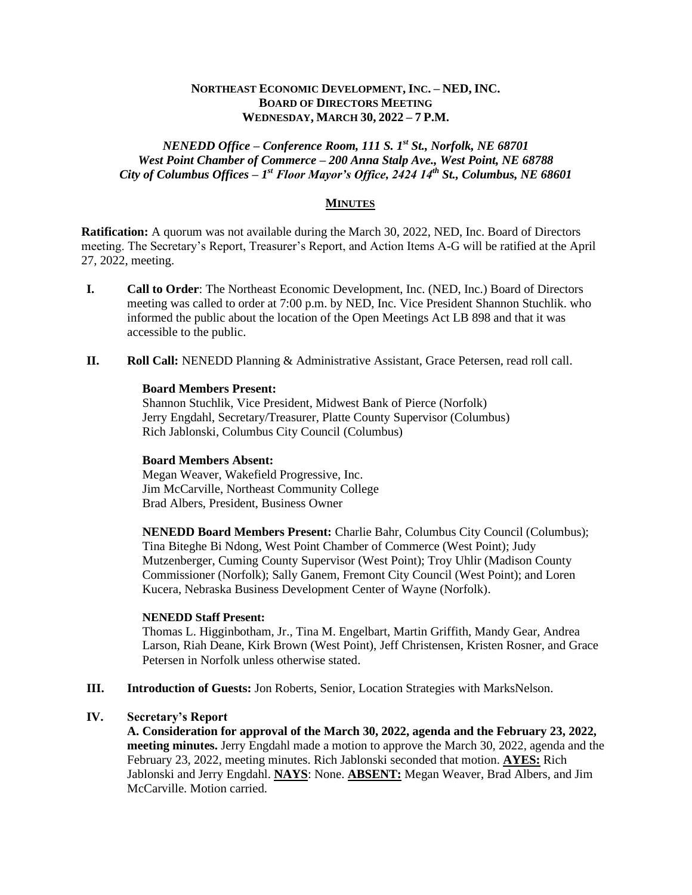**NORTHEAST ECONOMIC DEVELOPMENT, INC. – NED, INC.**
**BOARD OF DIRECTORS MEETING**
**WEDNESDAY, MARCH 30, 2022 – 7 P.M.**

***NENEDD Office – Conference Room, 111 S. 1st St., Norfolk, NE 68701***
***West Point Chamber of Commerce – 200 Anna Stalp Ave., West Point, NE 68788***
***City of Columbus Offices – 1st Floor Mayor's Office, 2424 14th St., Columbus, NE 68601***

## MINUTES

**Ratification:** A quorum was not available during the March 30, 2022, NED, Inc. Board of Directors meeting. The Secretary's Report, Treasurer's Report, and Action Items A-G will be ratified at the April 27, 2022, meeting.

**I. Call to Order**: The Northeast Economic Development, Inc. (NED, Inc.) Board of Directors meeting was called to order at 7:00 p.m. by NED, Inc. Vice President Shannon Stuchlik. who informed the public about the location of the Open Meetings Act LB 898 and that it was accessible to the public.

**II. Roll Call:** NENEDD Planning & Administrative Assistant, Grace Petersen, read roll call.

**Board Members Present:**
Shannon Stuchlik, Vice President, Midwest Bank of Pierce (Norfolk)
Jerry Engdahl, Secretary/Treasurer, Platte County Supervisor (Columbus)
Rich Jablonski, Columbus City Council (Columbus)

**Board Members Absent:**
Megan Weaver, Wakefield Progressive, Inc.
Jim McCarville, Northeast Community College
Brad Albers, President, Business Owner

**NENEDD Board Members Present:** Charlie Bahr, Columbus City Council (Columbus); Tina Biteghe Bi Ndong, West Point Chamber of Commerce (West Point); Judy Mutzenberger, Cuming County Supervisor (West Point); Troy Uhlir (Madison County Commissioner (Norfolk); Sally Ganem, Fremont City Council (West Point); and Loren Kucera, Nebraska Business Development Center of Wayne (Norfolk).

**NENEDD Staff Present:**
Thomas L. Higginbotham, Jr., Tina M. Engelbart, Martin Griffith, Mandy Gear, Andrea Larson, Riah Deane, Kirk Brown (West Point), Jeff Christensen, Kristen Rosner, and Grace Petersen in Norfolk unless otherwise stated.

**III. Introduction of Guests:** Jon Roberts, Senior, Location Strategies with MarksNelson.

**IV. Secretary's Report**

**A. Consideration for approval of the March 30, 2022, agenda and the February 23, 2022, meeting minutes.** Jerry Engdahl made a motion to approve the March 30, 2022, agenda and the February 23, 2022, meeting minutes. Rich Jablonski seconded that motion. **AYES:** Rich Jablonski and Jerry Engdahl. **NAYS**: None. **ABSENT:** Megan Weaver, Brad Albers, and Jim McCarville. Motion carried.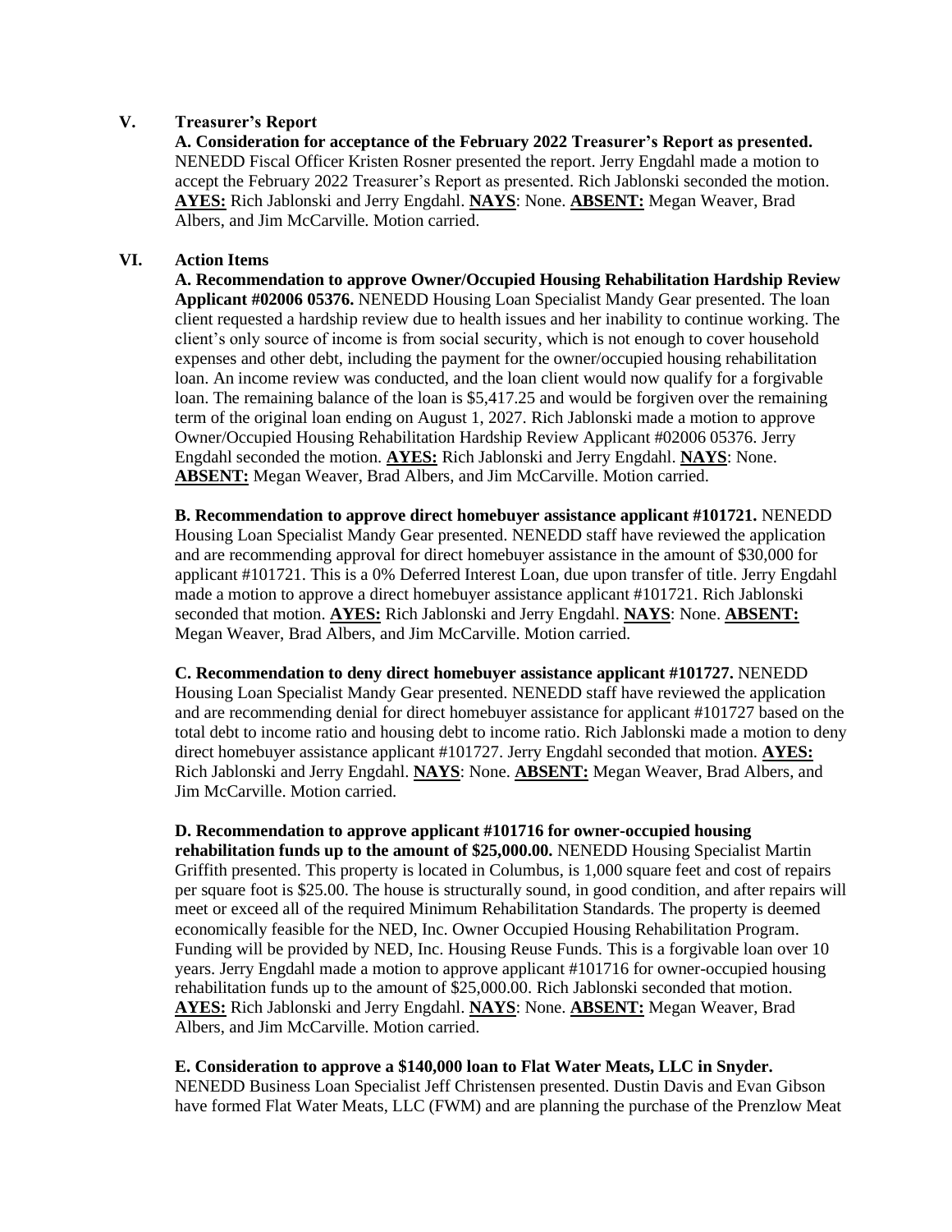## V. Treasurer's Report

**A. Consideration for acceptance of the February 2022 Treasurer's Report as presented.** NENEDD Fiscal Officer Kristen Rosner presented the report. Jerry Engdahl made a motion to accept the February 2022 Treasurer's Report as presented. Rich Jablonski seconded the motion. **AYES:** Rich Jablonski and Jerry Engdahl. **NAYS**: None. **ABSENT:** Megan Weaver, Brad Albers, and Jim McCarville. Motion carried.

## VI. Action Items

**A. Recommendation to approve Owner/Occupied Housing Rehabilitation Hardship Review Applicant #02006 05376.** NENEDD Housing Loan Specialist Mandy Gear presented. The loan client requested a hardship review due to health issues and her inability to continue working. The client's only source of income is from social security, which is not enough to cover household expenses and other debt, including the payment for the owner/occupied housing rehabilitation loan. An income review was conducted, and the loan client would now qualify for a forgivable loan. The remaining balance of the loan is $5,417.25 and would be forgiven over the remaining term of the original loan ending on August 1, 2027. Rich Jablonski made a motion to approve Owner/Occupied Housing Rehabilitation Hardship Review Applicant #02006 05376. Jerry Engdahl seconded the motion. **AYES:** Rich Jablonski and Jerry Engdahl. **NAYS**: None. **ABSENT:** Megan Weaver, Brad Albers, and Jim McCarville. Motion carried.

**B. Recommendation to approve direct homebuyer assistance applicant #101721.** NENEDD Housing Loan Specialist Mandy Gear presented. NENEDD staff have reviewed the application and are recommending approval for direct homebuyer assistance in the amount of $30,000 for applicant #101721. This is a 0% Deferred Interest Loan, due upon transfer of title. Jerry Engdahl made a motion to approve a direct homebuyer assistance applicant #101721. Rich Jablonski seconded that motion. **AYES:** Rich Jablonski and Jerry Engdahl. **NAYS**: None. **ABSENT:** Megan Weaver, Brad Albers, and Jim McCarville. Motion carried.

**C. Recommendation to deny direct homebuyer assistance applicant #101727.** NENEDD Housing Loan Specialist Mandy Gear presented. NENEDD staff have reviewed the application and are recommending denial for direct homebuyer assistance for applicant #101727 based on the total debt to income ratio and housing debt to income ratio. Rich Jablonski made a motion to deny direct homebuyer assistance applicant #101727. Jerry Engdahl seconded that motion. **AYES:** Rich Jablonski and Jerry Engdahl. **NAYS**: None. **ABSENT:** Megan Weaver, Brad Albers, and Jim McCarville. Motion carried.

**D. Recommendation to approve applicant #101716 for owner-occupied housing rehabilitation funds up to the amount of $25,000.00.** NENEDD Housing Specialist Martin Griffith presented. This property is located in Columbus, is 1,000 square feet and cost of repairs per square foot is $25.00. The house is structurally sound, in good condition, and after repairs will meet or exceed all of the required Minimum Rehabilitation Standards. The property is deemed economically feasible for the NED, Inc. Owner Occupied Housing Rehabilitation Program. Funding will be provided by NED, Inc. Housing Reuse Funds. This is a forgivable loan over 10 years. Jerry Engdahl made a motion to approve applicant #101716 for owner-occupied housing rehabilitation funds up to the amount of $25,000.00. Rich Jablonski seconded that motion. **AYES:** Rich Jablonski and Jerry Engdahl. **NAYS**: None. **ABSENT:** Megan Weaver, Brad Albers, and Jim McCarville. Motion carried.

**E. Consideration to approve a $140,000 loan to Flat Water Meats, LLC in Snyder.** NENEDD Business Loan Specialist Jeff Christensen presented. Dustin Davis and Evan Gibson have formed Flat Water Meats, LLC (FWM) and are planning the purchase of the Prenzlow Meat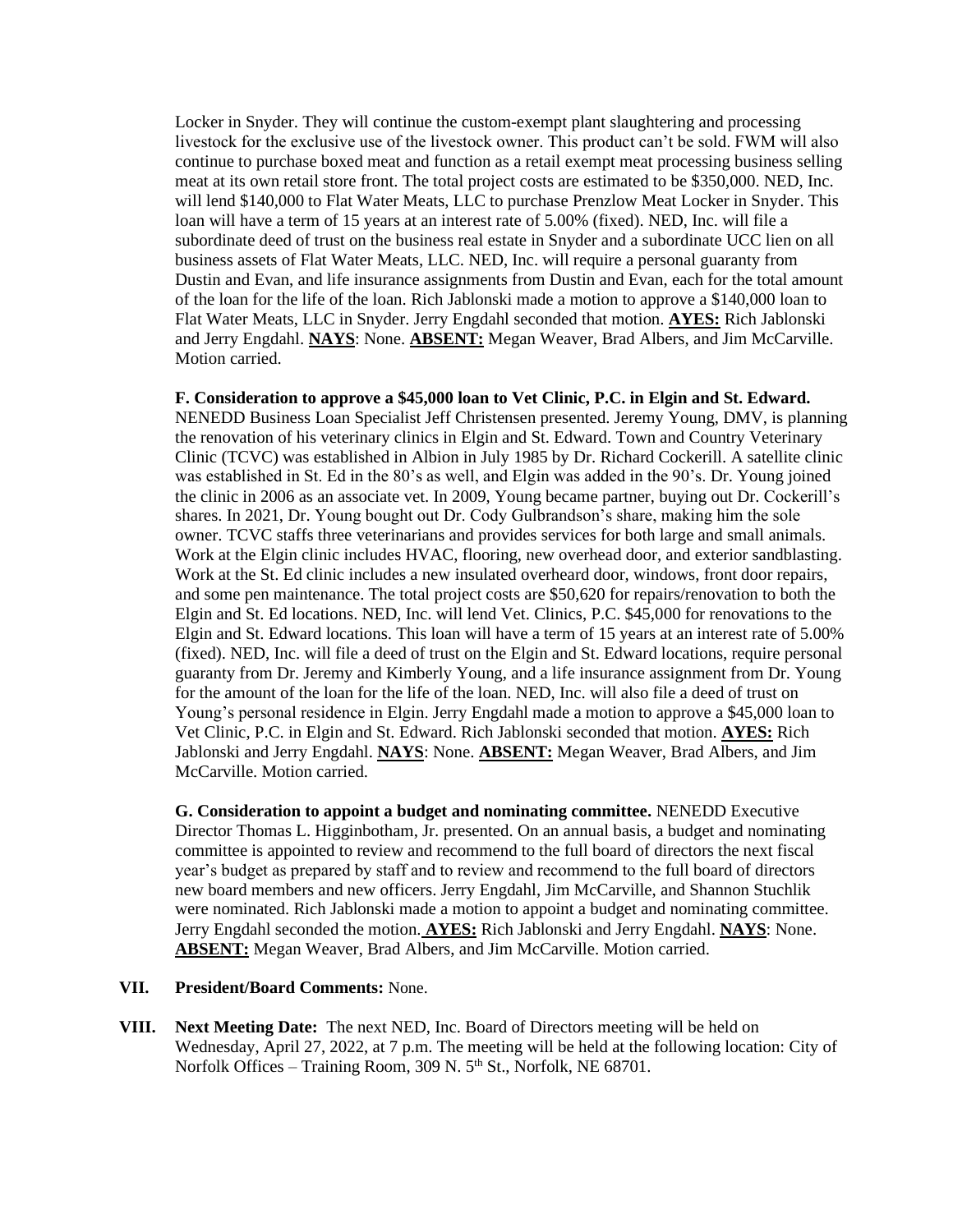Locker in Snyder. They will continue the custom-exempt plant slaughtering and processing livestock for the exclusive use of the livestock owner. This product can't be sold. FWM will also continue to purchase boxed meat and function as a retail exempt meat processing business selling meat at its own retail store front. The total project costs are estimated to be $350,000. NED, Inc. will lend $140,000 to Flat Water Meats, LLC to purchase Prenzlow Meat Locker in Snyder. This loan will have a term of 15 years at an interest rate of 5.00% (fixed). NED, Inc. will file a subordinate deed of trust on the business real estate in Snyder and a subordinate UCC lien on all business assets of Flat Water Meats, LLC. NED, Inc. will require a personal guaranty from Dustin and Evan, and life insurance assignments from Dustin and Evan, each for the total amount of the loan for the life of the loan. Rich Jablonski made a motion to approve a $140,000 loan to Flat Water Meats, LLC in Snyder. Jerry Engdahl seconded that motion. **AYES:** Rich Jablonski and Jerry Engdahl. **NAYS**: None. **ABSENT:** Megan Weaver, Brad Albers, and Jim McCarville. Motion carried.

**F. Consideration to approve a $45,000 loan to Vet Clinic, P.C. in Elgin and St. Edward.** NENEDD Business Loan Specialist Jeff Christensen presented. Jeremy Young, DMV, is planning the renovation of his veterinary clinics in Elgin and St. Edward. Town and Country Veterinary Clinic (TCVC) was established in Albion in July 1985 by Dr. Richard Cockerill. A satellite clinic was established in St. Ed in the 80's as well, and Elgin was added in the 90's. Dr. Young joined the clinic in 2006 as an associate vet. In 2009, Young became partner, buying out Dr. Cockerill's shares. In 2021, Dr. Young bought out Dr. Cody Gulbrandson's share, making him the sole owner. TCVC staffs three veterinarians and provides services for both large and small animals. Work at the Elgin clinic includes HVAC, flooring, new overhead door, and exterior sandblasting. Work at the St. Ed clinic includes a new insulated overheard door, windows, front door repairs, and some pen maintenance. The total project costs are $50,620 for repairs/renovation to both the Elgin and St. Ed locations. NED, Inc. will lend Vet. Clinics, P.C. $45,000 for renovations to the Elgin and St. Edward locations. This loan will have a term of 15 years at an interest rate of 5.00% (fixed). NED, Inc. will file a deed of trust on the Elgin and St. Edward locations, require personal guaranty from Dr. Jeremy and Kimberly Young, and a life insurance assignment from Dr. Young for the amount of the loan for the life of the loan. NED, Inc. will also file a deed of trust on Young's personal residence in Elgin. Jerry Engdahl made a motion to approve a $45,000 loan to Vet Clinic, P.C. in Elgin and St. Edward. Rich Jablonski seconded that motion. **AYES:** Rich Jablonski and Jerry Engdahl. **NAYS**: None. **ABSENT:** Megan Weaver, Brad Albers, and Jim McCarville. Motion carried.

**G. Consideration to appoint a budget and nominating committee.** NENEDD Executive Director Thomas L. Higginbotham, Jr. presented. On an annual basis, a budget and nominating committee is appointed to review and recommend to the full board of directors the next fiscal year's budget as prepared by staff and to review and recommend to the full board of directors new board members and new officers. Jerry Engdahl, Jim McCarville, and Shannon Stuchlik were nominated. Rich Jablonski made a motion to appoint a budget and nominating committee. Jerry Engdahl seconded the motion. **AYES:** Rich Jablonski and Jerry Engdahl. **NAYS**: None. **ABSENT:** Megan Weaver, Brad Albers, and Jim McCarville. Motion carried.

**VII. President/Board Comments:** None.

**VIII. Next Meeting Date:** The next NED, Inc. Board of Directors meeting will be held on Wednesday, April 27, 2022, at 7 p.m. The meeting will be held at the following location: City of Norfolk Offices – Training Room, 309 N. 5th St., Norfolk, NE 68701.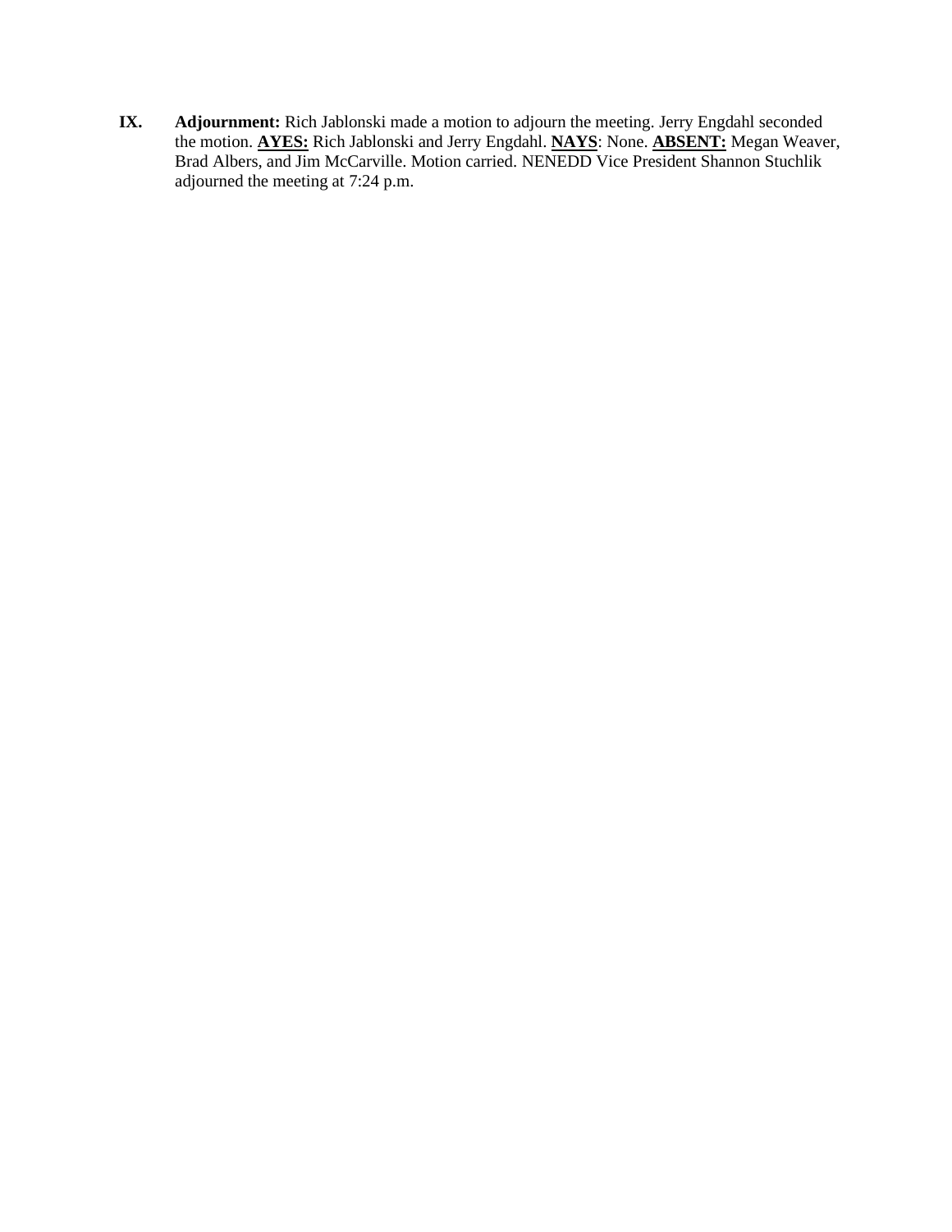**IX. Adjournment:** Rich Jablonski made a motion to adjourn the meeting. Jerry Engdahl seconded the motion. **AYES:** Rich Jablonski and Jerry Engdahl. **NAYS**: None. **ABSENT:** Megan Weaver, Brad Albers, and Jim McCarville. Motion carried. NENEDD Vice President Shannon Stuchlik adjourned the meeting at 7:24 p.m.